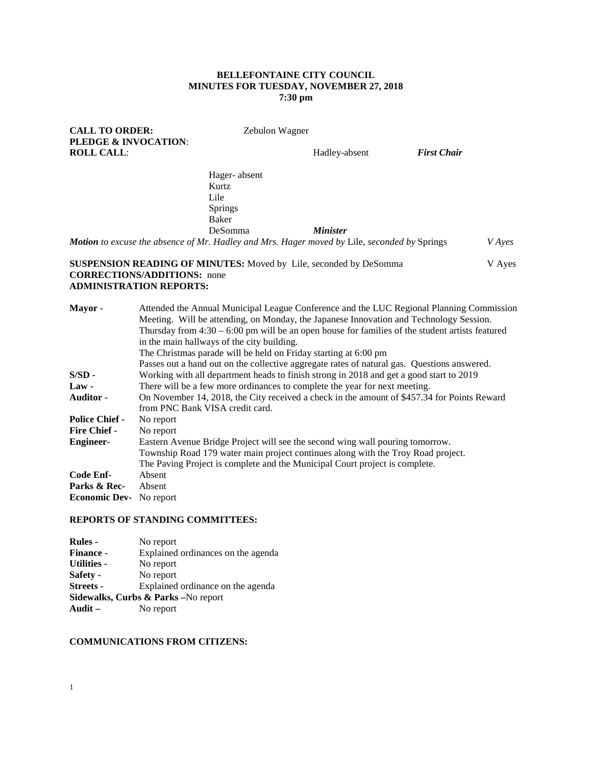**BELLEFONTAINE CITY COUNCIL**
**MINUTES FOR TUESDAY, NOVEMBER 27, 2018**
**7:30 pm**

**CALL TO ORDER:** Zebulon Wagner
**PLEDGE & INVOCATION**:
**ROLL CALL**: Hadley-absent ***First Chair***

Hager- absent
Kurtz
Lile
Springs
Baker
DeSomma ***Minister***

***Motion*** *to excuse the absence of Mr. Hadley and Mrs. Hager moved by* Lile, *seconded by* Springs *V Ayes*

**SUSPENSION READING OF MINUTES:** Moved by Lile, seconded by DeSomma V Ayes
**CORRECTIONS/ADDITIONS:** none
**ADMINISTRATION REPORTS:**

**Mayor -** Attended the Annual Municipal League Conference and the LUC Regional Planning Commission Meeting. Will be attending, on Monday, the Japanese Innovation and Technology Session. Thursday from 4:30 – 6:00 pm will be an open house for families of the student artists featured in the main hallways of the city building.
The Christmas parade will be held on Friday starting at 6:00 pm
Passes out a hand out on the collective aggregate rates of natural gas. Questions answered.

**S/SD -** Working with all department heads to finish strong in 2018 and get a good start to 2019

**Law -** There will be a few more ordinances to complete the year for next meeting.

**Auditor -** On November 14, 2018, the City received a check in the amount of $457.34 for Points Reward from PNC Bank VISA credit card.

**Police Chief -** No report

**Fire Chief -** No report

**Engineer-** Eastern Avenue Bridge Project will see the second wing wall pouring tomorrow.
Township Road 179 water main project continues along with the Troy Road project.
The Paving Project is complete and the Municipal Court project is complete.

**Code Enf-** Absent

**Parks & Rec-** Absent

**Economic Dev-** No report

**REPORTS OF STANDING COMMITTEES:**

**Rules -** No report
**Finance -** Explained ordinances on the agenda
**Utilities -** No report
**Safety -** No report
**Streets -** Explained ordinance on the agenda
**Sidewalks, Curbs & Parks –**No report
**Audit –** No report

**COMMUNICATIONS FROM CITIZENS:**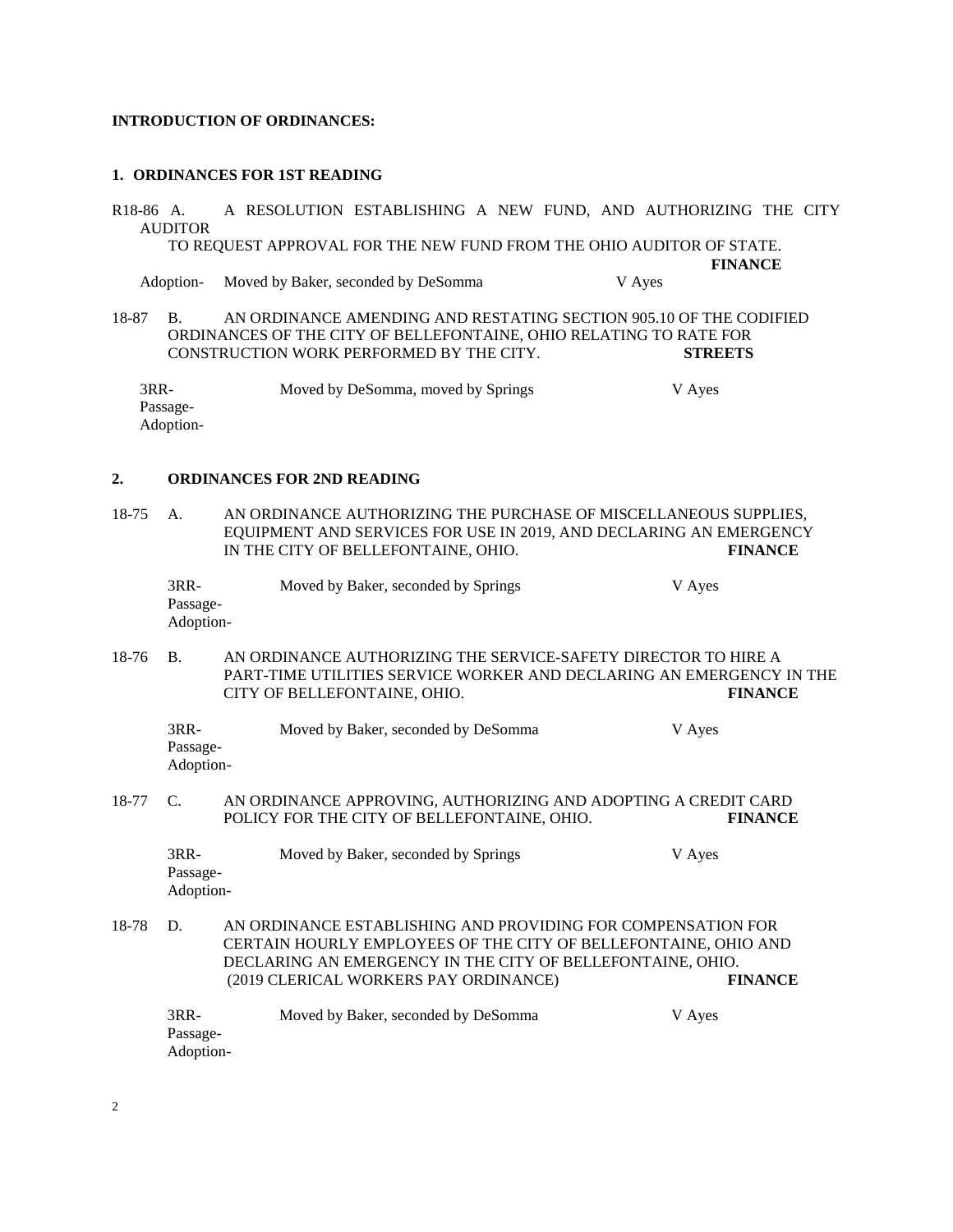**INTRODUCTION OF ORDINANCES:**

**1. ORDINANCES FOR 1ST READING**

R18-86 A. A RESOLUTION ESTABLISHING A NEW FUND, AND AUTHORIZING THE CITY AUDITOR TO REQUEST APPROVAL FOR THE NEW FUND FROM THE OHIO AUDITOR OF STATE. **FINANCE**

Adoption- Moved by Baker, seconded by DeSomma V Ayes

18-87 B. AN ORDINANCE AMENDING AND RESTATING SECTION 905.10 OF THE CODIFIED ORDINANCES OF THE CITY OF BELLEFONTAINE, OHIO RELATING TO RATE FOR CONSTRUCTION WORK PERFORMED BY THE CITY. **STREETS**

3RR- Moved by DeSomma, moved by Springs V Ayes
Passage-
Adoption-

**2. ORDINANCES FOR 2ND READING**

18-75 A. AN ORDINANCE AUTHORIZING THE PURCHASE OF MISCELLANEOUS SUPPLIES, EQUIPMENT AND SERVICES FOR USE IN 2019, AND DECLARING AN EMERGENCY IN THE CITY OF BELLEFONTAINE, OHIO. **FINANCE**

3RR- Moved by Baker, seconded by Springs V Ayes
Passage-
Adoption-

18-76 B. AN ORDINANCE AUTHORIZING THE SERVICE-SAFETY DIRECTOR TO HIRE A PART-TIME UTILITIES SERVICE WORKER AND DECLARING AN EMERGENCY IN THE CITY OF BELLEFONTAINE, OHIO. **FINANCE**

3RR- Moved by Baker, seconded by DeSomma V Ayes
Passage-
Adoption-

18-77 C. AN ORDINANCE APPROVING, AUTHORIZING AND ADOPTING A CREDIT CARD POLICY FOR THE CITY OF BELLEFONTAINE, OHIO. **FINANCE**

3RR- Moved by Baker, seconded by Springs V Ayes
Passage-
Adoption-

18-78 D. AN ORDINANCE ESTABLISHING AND PROVIDING FOR COMPENSATION FOR CERTAIN HOURLY EMPLOYEES OF THE CITY OF BELLEFONTAINE, OHIO AND DECLARING AN EMERGENCY IN THE CITY OF BELLEFONTAINE, OHIO. (2019 CLERICAL WORKERS PAY ORDINANCE) **FINANCE**

3RR- Moved by Baker, seconded by DeSomma V Ayes
Passage-
Adoption-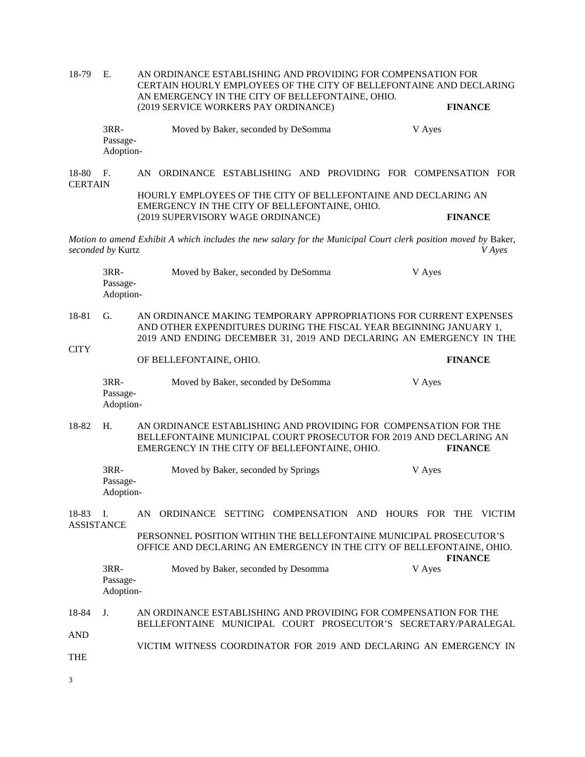18-79 E. AN ORDINANCE ESTABLISHING AND PROVIDING FOR COMPENSATION FOR CERTAIN HOURLY EMPLOYEES OF THE CITY OF BELLEFONTAINE AND DECLARING AN EMERGENCY IN THE CITY OF BELLEFONTAINE, OHIO.
(2019 SERVICE WORKERS PAY ORDINANCE) **FINANCE**

3RR-
Passage-
Adoption- Moved by Baker, seconded by DeSomma V Ayes

18-80 F. AN ORDINANCE ESTABLISHING AND PROVIDING FOR COMPENSATION FOR CERTAIN HOURLY EMPLOYEES OF THE CITY OF BELLEFONTAINE AND DECLARING AN EMERGENCY IN THE CITY OF BELLEFONTAINE, OHIO.
(2019 SUPERVISORY WAGE ORDINANCE) **FINANCE**

*Motion to amend Exhibit A which includes the new salary for the Municipal Court clerk position moved by* Baker, *seconded by* Kurtz *V Ayes*

3RR-
Passage-
Adoption- Moved by Baker, seconded by DeSomma V Ayes

18-81 G. AN ORDINANCE MAKING TEMPORARY APPROPRIATIONS FOR CURRENT EXPENSES AND OTHER EXPENDITURES DURING THE FISCAL YEAR BEGINNING JANUARY 1, 2019 AND ENDING DECEMBER 31, 2019 AND DECLARING AN EMERGENCY IN THE CITY OF BELLEFONTAINE, OHIO. **FINANCE**

3RR-
Passage-
Adoption- Moved by Baker, seconded by DeSomma V Ayes

18-82 H. AN ORDINANCE ESTABLISHING AND PROVIDING FOR COMPENSATION FOR THE BELLEFONTAINE MUNICIPAL COURT PROSECUTOR FOR 2019 AND DECLARING AN EMERGENCY IN THE CITY OF BELLEFONTAINE, OHIO. **FINANCE**

3RR-
Passage-
Adoption- Moved by Baker, seconded by Springs V Ayes

18-83 I. AN ORDINANCE SETTING COMPENSATION AND HOURS FOR THE VICTIM ASSISTANCE PERSONNEL POSITION WITHIN THE BELLEFONTAINE MUNICIPAL PROSECUTOR'S OFFICE AND DECLARING AN EMERGENCY IN THE CITY OF BELLEFONTAINE, OHIO. **FINANCE**

3RR-
Passage-
Adoption- Moved by Baker, seconded by Desomma V Ayes

18-84 J. AN ORDINANCE ESTABLISHING AND PROVIDING FOR COMPENSATION FOR THE BELLEFONTAINE MUNICIPAL COURT PROSECUTOR'S SECRETARY/PARALEGAL AND VICTIM WITNESS COORDINATOR FOR 2019 AND DECLARING AN EMERGENCY IN THE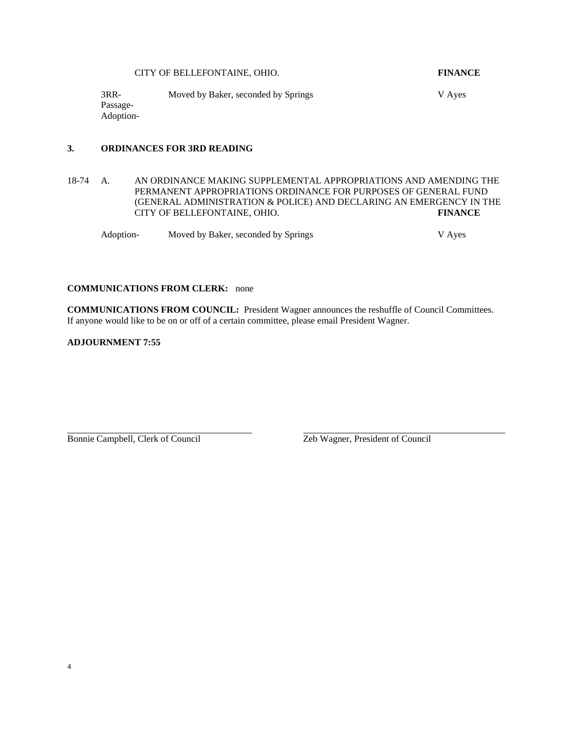CITY OF BELLEFONTAINE, OHIO. **FINANCE**

3RR-
Passage-
Adoption- Moved by Baker, seconded by Springs V Ayes

**3. ORDINANCES FOR 3RD READING**

18-74 A. AN ORDINANCE MAKING SUPPLEMENTAL APPROPRIATIONS AND AMENDING THE PERMANENT APPROPRIATIONS ORDINANCE FOR PURPOSES OF GENERAL FUND (GENERAL ADMINISTRATION & POLICE) AND DECLARING AN EMERGENCY IN THE CITY OF BELLEFONTAINE, OHIO. **FINANCE**

Adoption- Moved by Baker, seconded by Springs V Ayes

**COMMUNICATIONS FROM CLERK:** none

**COMMUNICATIONS FROM COUNCIL:** President Wagner announces the reshuffle of Council Committees. If anyone would like to be on or off of a certain committee, please email President Wagner.

**ADJOURNMENT 7:55**

Bonnie Campbell, Clerk of Council

Zeb Wagner, President of Council